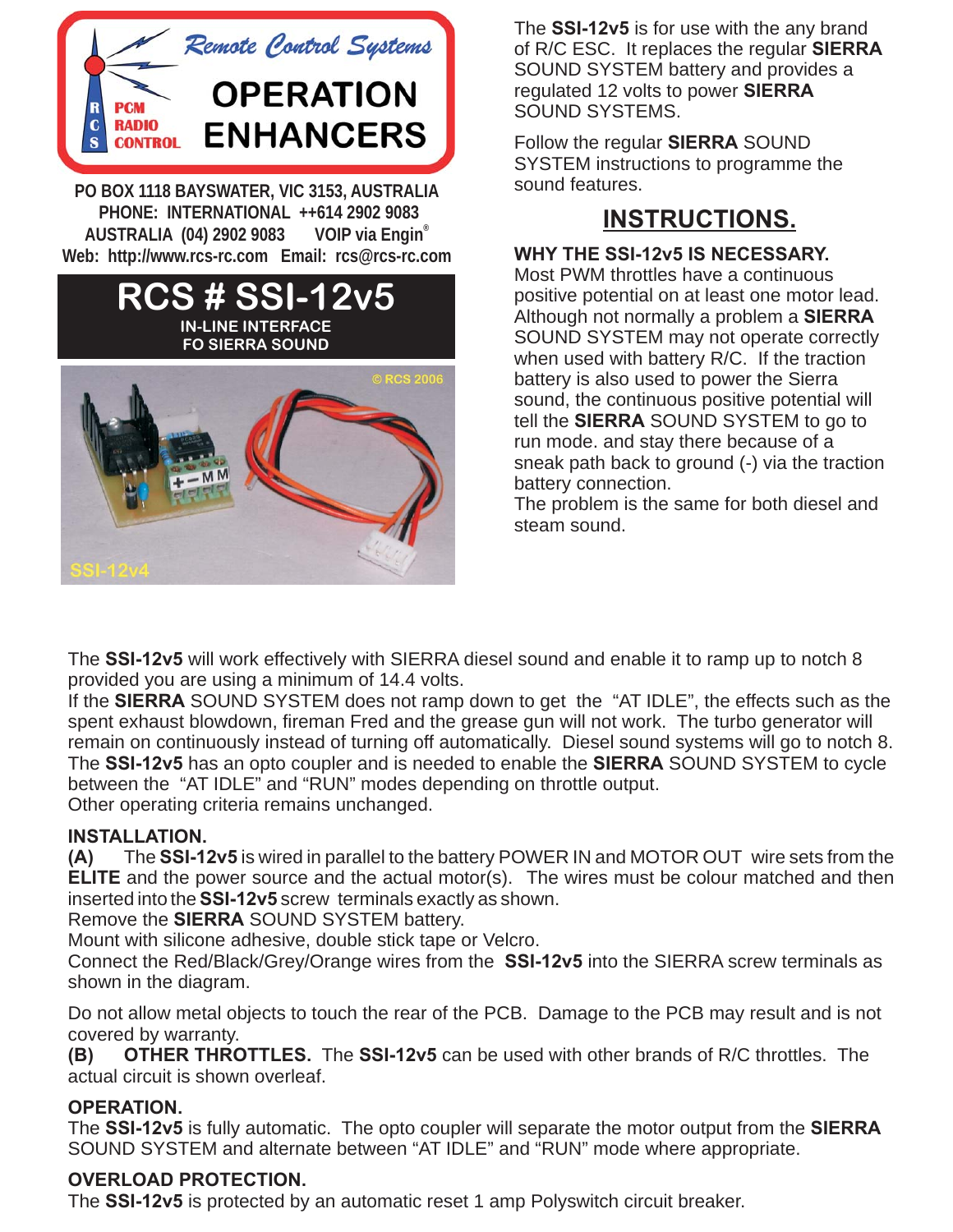Remote Control Systems

# OPERATION ENHANCERS

R C S PCM RADIO CONTROL

**PO BOX 1118 BAYSWATER, VIC 3153, AUSTRALIA**
**PHONE: INTERNATIONAL ++614 2902 9083**
**AUSTRALIA (04) 2902 9083 VOIP via Engin®**
**Web: http://www.rcs-rc.com Email: rcs@rcs-rc.com**

# RCS # SSI-12v5

**IN-LINE INTERFACE FO SIERRA SOUND**

© RCS 2006

SSI-12v4

The **SSI-12v5** is for use with the any brand of R/C ESC. It replaces the regular **SIERRA** SOUND SYSTEM battery and provides a regulated 12 volts to power **SIERRA** SOUND SYSTEMS.

Follow the regular **SIERRA** SOUND SYSTEM instructions to programme the sound features.

## INSTRUCTIONS.

**WHY THE SSI-12v5 IS NECESSARY.**
Most PWM throttles have a continuous positive potential on at least one motor lead. Although not normally a problem a **SIERRA** SOUND SYSTEM may not operate correctly when used with battery R/C. If the traction battery is also used to power the Sierra sound, the continuous positive potential will tell the **SIERRA** SOUND SYSTEM to go to run mode. and stay there because of a sneak path back to ground (-) via the traction battery connection.
The problem is the same for both diesel and steam sound.

The **SSI-12v5** will work effectively with SIERRA diesel sound and enable it to ramp up to notch 8 provided you are using a minimum of 14.4 volts.
If the **SIERRA** SOUND SYSTEM does not ramp down to get the "AT IDLE", the effects such as the spent exhaust blowdown, fireman Fred and the grease gun will not work. The turbo generator will remain on continuously instead of turning off automatically. Diesel sound systems will go to notch 8.
The **SSI-12v5** has an opto coupler and is needed to enable the **SIERRA** SOUND SYSTEM to cycle between the "AT IDLE" and "RUN" modes depending on throttle output.
Other operating criteria remains unchanged.

**INSTALLATION.**
**(A)** The **SSI-12v5** is wired in parallel to the battery POWER IN and MOTOR OUT wire sets from the **ELITE** and the power source and the actual motor(s). The wires must be colour matched and then inserted into the **SSI-12v5** screw terminals exactly as shown.
Remove the **SIERRA** SOUND SYSTEM battery.
Mount with silicone adhesive, double stick tape or Velcro.
Connect the Red/Black/Grey/Orange wires from the **SSI-12v5** into the SIERRA screw terminals as shown in the diagram.

Do not allow metal objects to touch the rear of the PCB. Damage to the PCB may result and is not covered by warranty.
**(B) OTHER THROTTLES.** The **SSI-12v5** can be used with other brands of R/C throttles. The actual circuit is shown overleaf.

**OPERATION.**
The **SSI-12v5** is fully automatic. The opto coupler will separate the motor output from the **SIERRA** SOUND SYSTEM and alternate between "AT IDLE" and "RUN" mode where appropriate.

**OVERLOAD PROTECTION.**
The **SSI-12v5** is protected by an automatic reset 1 amp Polyswitch circuit breaker.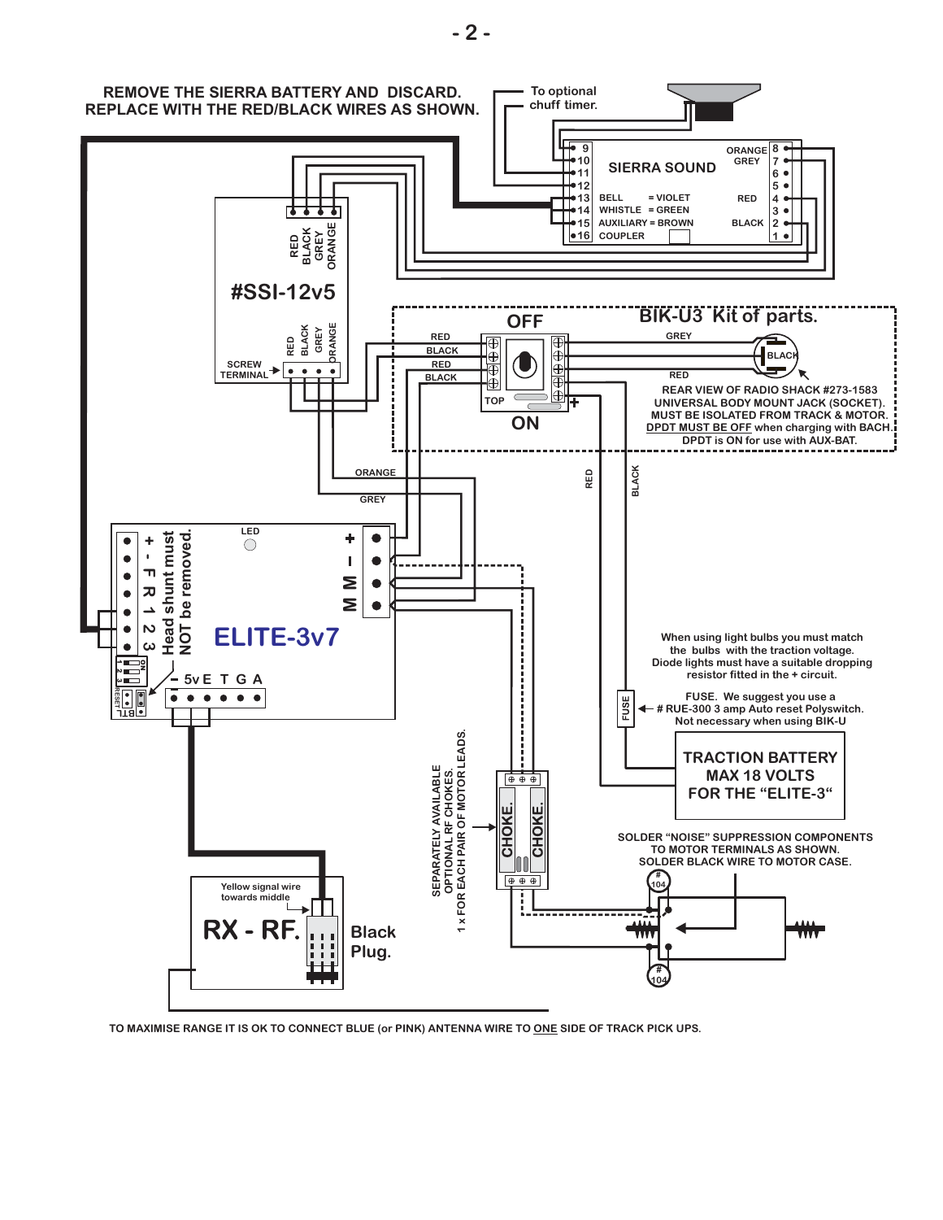REMOVE THE SIERRA BATTERY AND DISCARD.
REPLACE WITH THE RED/BLACK WIRES AS SHOWN.

To optional chuff timer.

SIERRA SOUND

9
10
11
12
13 BELL = VIOLET
14 WHISTLE = GREEN
15 AUXILIARY = BROWN
16 COUPLER

ORANGE 8
GREY 7
6
5
RED 4
3
BLACK 2
1

#SSI-12v5

RED
BLACK
GREY
ORANGE

RED
BLACK
GREY
ORANGE

SCREW TERMINAL

BIK-U3 Kit of parts.

OFF

RED
BLACK
RED
BLACK

TOP

ON

GREY
BLACK
RED

REAR VIEW OF RADIO SHACK #273-1583
UNIVERSAL BODY MOUNT JACK (SOCKET).
MUST BE ISOLATED FROM TRACK & MOTOR.
DPDT MUST BE OFF when charging with BACH.
DPDT is ON for use with AUX-BAT.

ORANGE
GREY

RED
BLACK

LED

+ - F R 1 2 3

Head shunt must NOT be removed.

ELITE-3v7

+ − M M

ON 1 2 3

RESET

BTL

− 5v E T G A

When using light bulbs you must match the bulbs with the traction voltage.
Diode lights must have a suitable dropping resistor fitted in the + circuit.

FUSE

FUSE. We suggest you use a # RUE-300 3 amp Auto reset Polyswitch.
Not necessary when using BIK-U

TRACTION BATTERY
MAX 18 VOLTS
FOR THE "ELITE-3"

SEPARATELY AVAILABLE
OPTIONAL RF CHOKES.
1 x FOR EACH PAIR OF MOTOR LEADS.

CHOKE.
CHOKE.

SOLDER "NOISE" SUPPRESSION COMPONENTS
TO MOTOR TERMINALS AS SHOWN.
SOLDER BLACK WIRE TO MOTOR CASE.

#104

#104

Yellow signal wire towards middle

RX - RF.

Black Plug.

TO MAXIMISE RANGE IT IS OK TO CONNECT BLUE (or PINK) ANTENNA WIRE TO ONE SIDE OF TRACK PICK UPS.